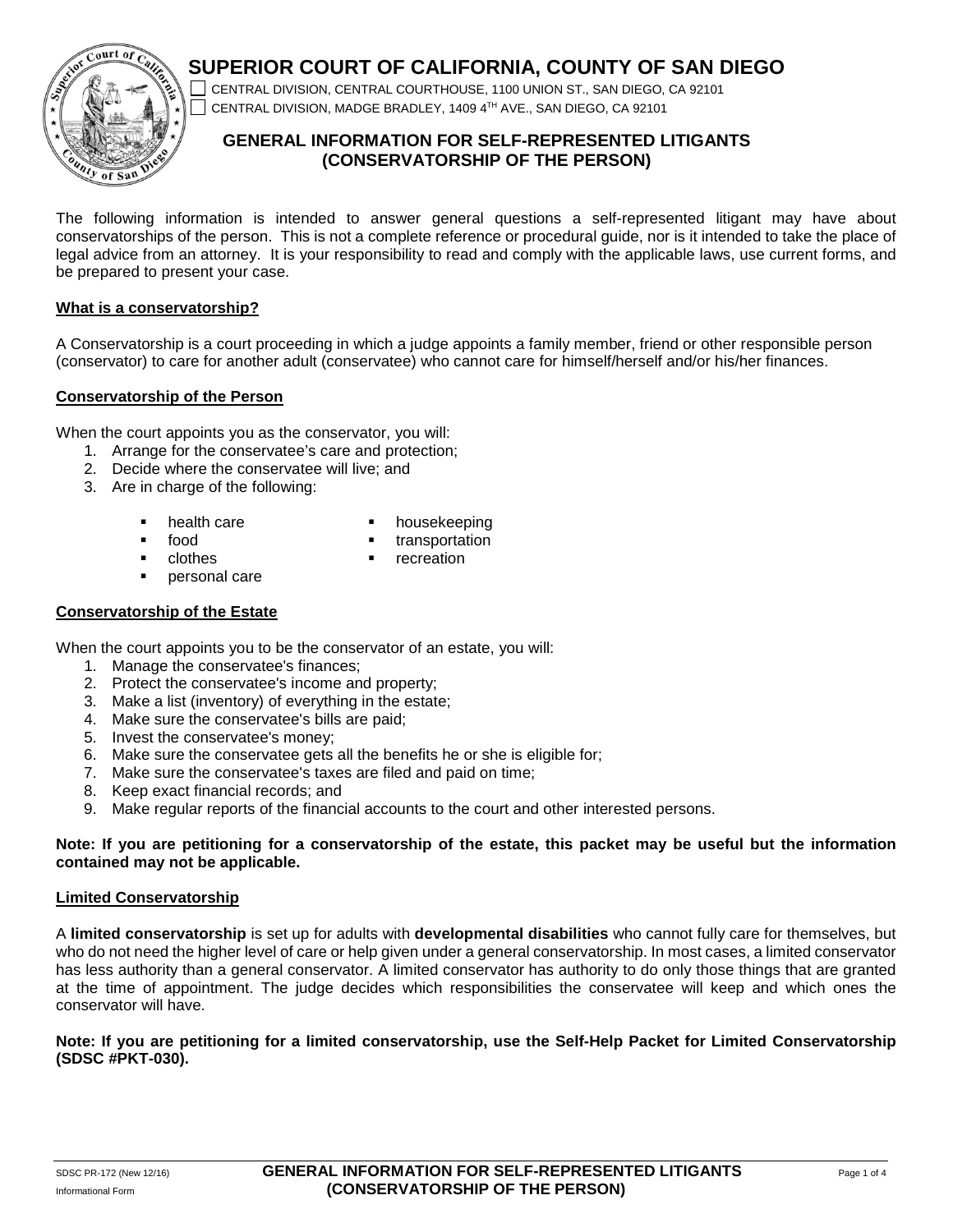# SUPERIOR COURT OF CALIFORNIA, COUNTY OF SAN DIEGO

☐ CENTRAL DIVISION, CENTRAL COURTHOUSE, 1100 UNION ST., SAN DIEGO, CA 92101
☐ CENTRAL DIVISION, MADGE BRADLEY, 1409 4TH AVE., SAN DIEGO, CA 92101

## GENERAL INFORMATION FOR SELF-REPRESENTED LITIGANTS (CONSERVATORSHIP OF THE PERSON)

The following information is intended to answer general questions a self-represented litigant may have about conservatorships of the person. This is not a complete reference or procedural guide, nor is it intended to take the place of legal advice from an attorney. It is your responsibility to read and comply with the applicable laws, use current forms, and be prepared to present your case.

### What is a conservatorship?

A Conservatorship is a court proceeding in which a judge appoints a family member, friend or other responsible person (conservator) to care for another adult (conservatee) who cannot care for himself/herself and/or his/her finances.

### Conservatorship of the Person

When the court appoints you as the conservator, you will:

1. Arrange for the conservatee's care and protection;
2. Decide where the conservatee will live; and
3. Are in charge of the following:
   - health care
   - food
   - clothes
   - personal care
   - housekeeping
   - transportation
   - recreation

### Conservatorship of the Estate

When the court appoints you to be the conservator of an estate, you will:

1. Manage the conservatee's finances;
2. Protect the conservatee's income and property;
3. Make a list (inventory) of everything in the estate;
4. Make sure the conservatee's bills are paid;
5. Invest the conservatee's money;
6. Make sure the conservatee gets all the benefits he or she is eligible for;
7. Make sure the conservatee's taxes are filed and paid on time;
8. Keep exact financial records; and
9. Make regular reports of the financial accounts to the court and other interested persons.

**Note: If you are petitioning for a conservatorship of the estate, this packet may be useful but the information contained may not be applicable.**

### Limited Conservatorship

A **limited conservatorship** is set up for adults with **developmental disabilities** who cannot fully care for themselves, but who do not need the higher level of care or help given under a general conservatorship. In most cases, a limited conservator has less authority than a general conservator. A limited conservator has authority to do only those things that are granted at the time of appointment. The judge decides which responsibilities the conservatee will keep and which ones the conservator will have.

**Note: If you are petitioning for a limited conservatorship, use the Self-Help Packet for Limited Conservatorship (SDSC #PKT-030).**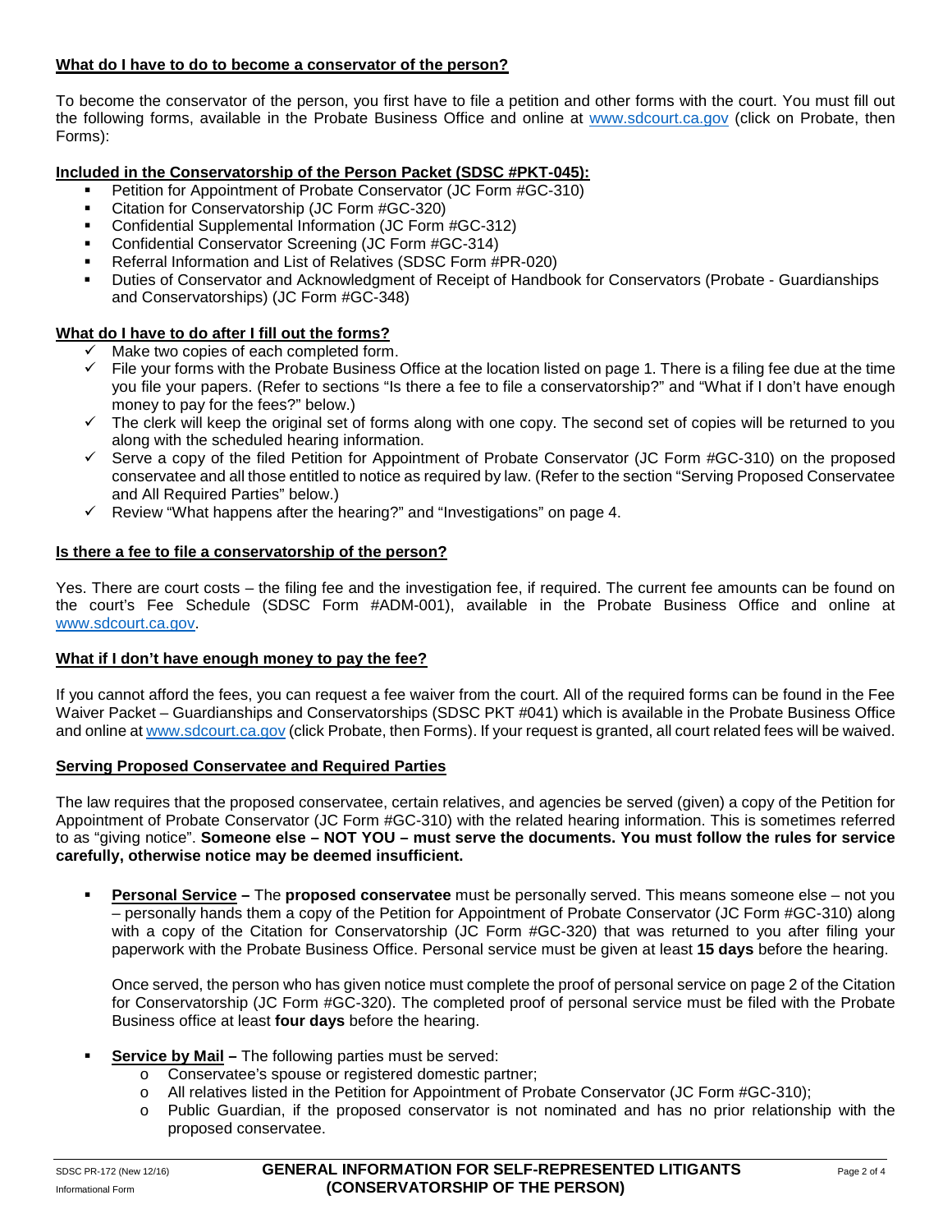## What do I have to do to become a conservator of the person?

To become the conservator of the person, you first have to file a petition and other forms with the court. You must fill out the following forms, available in the Probate Business Office and online at www.sdcourt.ca.gov (click on Probate, then Forms):

### Included in the Conservatorship of the Person Packet (SDSC #PKT-045):

- Petition for Appointment of Probate Conservator (JC Form #GC-310)
- Citation for Conservatorship (JC Form #GC-320)
- Confidential Supplemental Information (JC Form #GC-312)
- Confidential Conservator Screening (JC Form #GC-314)
- Referral Information and List of Relatives (SDSC Form #PR-020)
- Duties of Conservator and Acknowledgment of Receipt of Handbook for Conservators (Probate - Guardianships and Conservatorships) (JC Form #GC-348)

## What do I have to do after I fill out the forms?

- ✓ Make two copies of each completed form.
- ✓ File your forms with the Probate Business Office at the location listed on page 1. There is a filing fee due at the time you file your papers. (Refer to sections "Is there a fee to file a conservatorship?" and "What if I don't have enough money to pay for the fees?" below.)
- ✓ The clerk will keep the original set of forms along with one copy. The second set of copies will be returned to you along with the scheduled hearing information.
- ✓ Serve a copy of the filed Petition for Appointment of Probate Conservator (JC Form #GC-310) on the proposed conservatee and all those entitled to notice as required by law. (Refer to the section "Serving Proposed Conservatee and All Required Parties" below.)
- ✓ Review "What happens after the hearing?" and "Investigations" on page 4.

## Is there a fee to file a conservatorship of the person?

Yes. There are court costs – the filing fee and the investigation fee, if required. The current fee amounts can be found on the court's Fee Schedule (SDSC Form #ADM-001), available in the Probate Business Office and online at www.sdcourt.ca.gov.

## What if I don't have enough money to pay the fee?

If you cannot afford the fees, you can request a fee waiver from the court. All of the required forms can be found in the Fee Waiver Packet – Guardianships and Conservatorships (SDSC PKT #041) which is available in the Probate Business Office and online at www.sdcourt.ca.gov (click Probate, then Forms). If your request is granted, all court related fees will be waived.

## Serving Proposed Conservatee and Required Parties

The law requires that the proposed conservatee, certain relatives, and agencies be served (given) a copy of the Petition for Appointment of Probate Conservator (JC Form #GC-310) with the related hearing information. This is sometimes referred to as "giving notice". **Someone else – NOT YOU – must serve the documents. You must follow the rules for service carefully, otherwise notice may be deemed insufficient.**

- **Personal Service –** The **proposed conservatee** must be personally served. This means someone else – not you – personally hands them a copy of the Petition for Appointment of Probate Conservator (JC Form #GC-310) along with a copy of the Citation for Conservatorship (JC Form #GC-320) that was returned to you after filing your paperwork with the Probate Business Office. Personal service must be given at least **15 days** before the hearing.

  Once served, the person who has given notice must complete the proof of personal service on page 2 of the Citation for Conservatorship (JC Form #GC-320). The completed proof of personal service must be filed with the Probate Business office at least **four days** before the hearing.

- **Service by Mail –** The following parties must be served:
  - Conservatee's spouse or registered domestic partner;
  - All relatives listed in the Petition for Appointment of Probate Conservator (JC Form #GC-310);
  - Public Guardian, if the proposed conservator is not nominated and has no prior relationship with the proposed conservatee.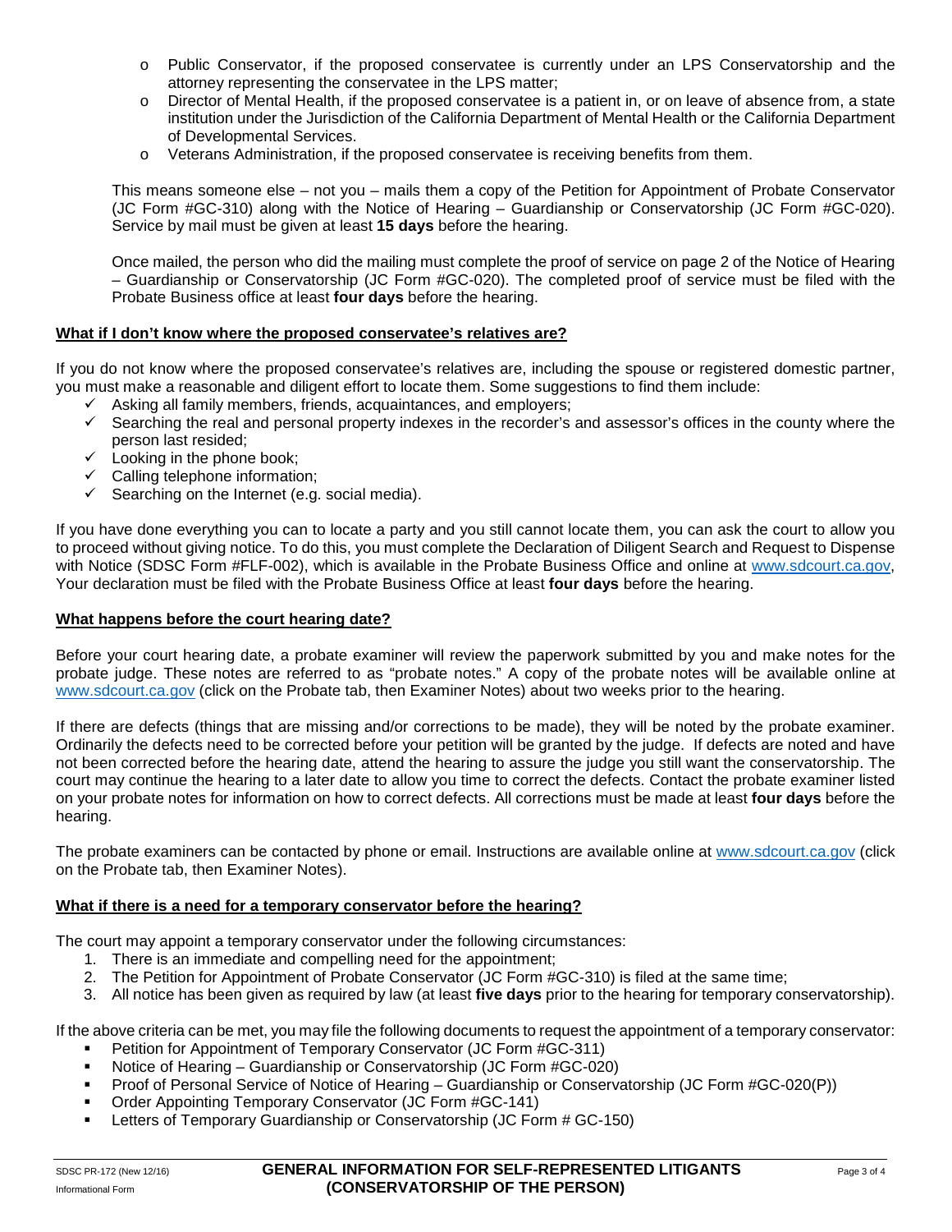- Public Conservator, if the proposed conservatee is currently under an LPS Conservatorship and the attorney representing the conservatee in the LPS matter;
- Director of Mental Health, if the proposed conservatee is a patient in, or on leave of absence from, a state institution under the Jurisdiction of the California Department of Mental Health or the California Department of Developmental Services.
- Veterans Administration, if the proposed conservatee is receiving benefits from them.

This means someone else – not you – mails them a copy of the Petition for Appointment of Probate Conservator (JC Form #GC-310) along with the Notice of Hearing – Guardianship or Conservatorship (JC Form #GC-020). Service by mail must be given at least **15 days** before the hearing.

Once mailed, the person who did the mailing must complete the proof of service on page 2 of the Notice of Hearing – Guardianship or Conservatorship (JC Form #GC-020). The completed proof of service must be filed with the Probate Business office at least **four days** before the hearing.

**What if I don't know where the proposed conservatee's relatives are?**

If you do not know where the proposed conservatee's relatives are, including the spouse or registered domestic partner, you must make a reasonable and diligent effort to locate them. Some suggestions to find them include:

- ✓ Asking all family members, friends, acquaintances, and employers;
- ✓ Searching the real and personal property indexes in the recorder's and assessor's offices in the county where the person last resided;
- ✓ Looking in the phone book;
- ✓ Calling telephone information;
- ✓ Searching on the Internet (e.g. social media).

If you have done everything you can to locate a party and you still cannot locate them, you can ask the court to allow you to proceed without giving notice. To do this, you must complete the Declaration of Diligent Search and Request to Dispense with Notice (SDSC Form #FLF-002), which is available in the Probate Business Office and online at www.sdcourt.ca.gov, Your declaration must be filed with the Probate Business Office at least **four days** before the hearing.

**What happens before the court hearing date?**

Before your court hearing date, a probate examiner will review the paperwork submitted by you and make notes for the probate judge. These notes are referred to as "probate notes." A copy of the probate notes will be available online at www.sdcourt.ca.gov (click on the Probate tab, then Examiner Notes) about two weeks prior to the hearing.

If there are defects (things that are missing and/or corrections to be made), they will be noted by the probate examiner. Ordinarily the defects need to be corrected before your petition will be granted by the judge. If defects are noted and have not been corrected before the hearing date, attend the hearing to assure the judge you still want the conservatorship. The court may continue the hearing to a later date to allow you time to correct the defects. Contact the probate examiner listed on your probate notes for information on how to correct defects. All corrections must be made at least **four days** before the hearing.

The probate examiners can be contacted by phone or email. Instructions are available online at www.sdcourt.ca.gov (click on the Probate tab, then Examiner Notes).

**What if there is a need for a temporary conservator before the hearing?**

The court may appoint a temporary conservator under the following circumstances:

1. There is an immediate and compelling need for the appointment;
2. The Petition for Appointment of Probate Conservator (JC Form #GC-310) is filed at the same time;
3. All notice has been given as required by law (at least **five days** prior to the hearing for temporary conservatorship).

If the above criteria can be met, you may file the following documents to request the appointment of a temporary conservator:

- Petition for Appointment of Temporary Conservator (JC Form #GC-311)
- Notice of Hearing – Guardianship or Conservatorship (JC Form #GC-020)
- Proof of Personal Service of Notice of Hearing – Guardianship or Conservatorship (JC Form #GC-020(P))
- Order Appointing Temporary Conservator (JC Form #GC-141)
- Letters of Temporary Guardianship or Conservatorship (JC Form # GC-150)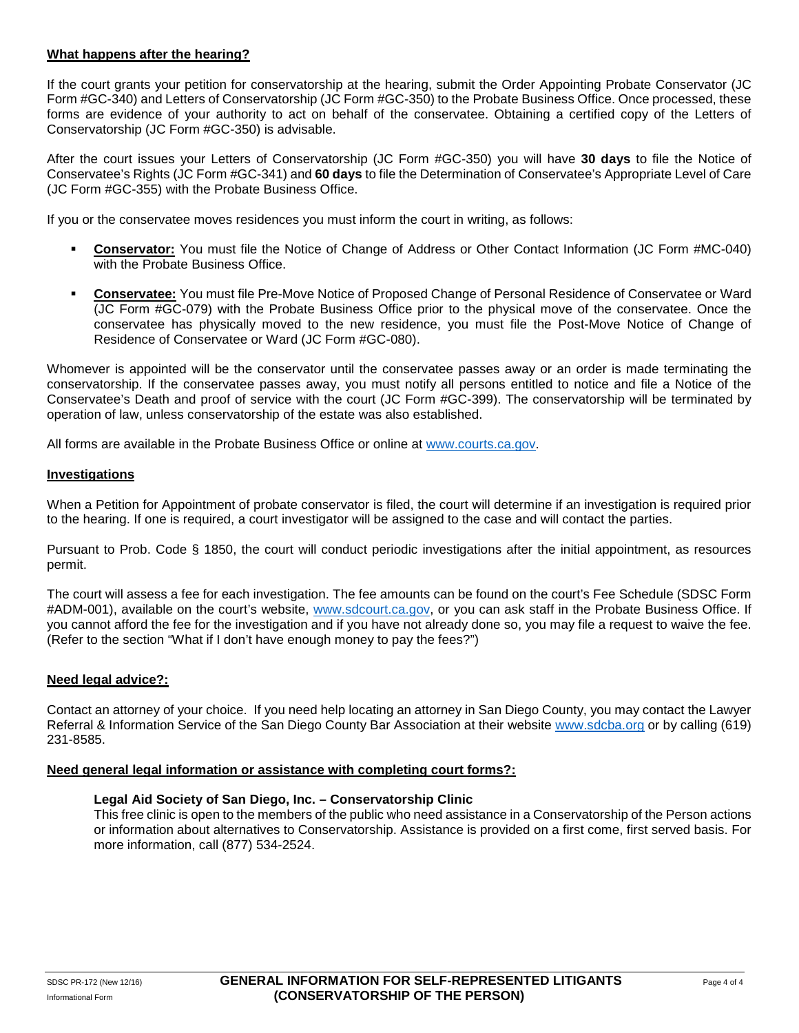**What happens after the hearing?**

If the court grants your petition for conservatorship at the hearing, submit the Order Appointing Probate Conservator (JC Form #GC-340) and Letters of Conservatorship (JC Form #GC-350) to the Probate Business Office. Once processed, these forms are evidence of your authority to act on behalf of the conservatee. Obtaining a certified copy of the Letters of Conservatorship (JC Form #GC-350) is advisable.

After the court issues your Letters of Conservatorship (JC Form #GC-350) you will have **30 days** to file the Notice of Conservatee's Rights (JC Form #GC-341) and **60 days** to file the Determination of Conservatee's Appropriate Level of Care (JC Form #GC-355) with the Probate Business Office.

If you or the conservatee moves residences you must inform the court in writing, as follows:

- **Conservator:** You must file the Notice of Change of Address or Other Contact Information (JC Form #MC-040) with the Probate Business Office.
- **Conservatee:** You must file Pre-Move Notice of Proposed Change of Personal Residence of Conservatee or Ward (JC Form #GC-079) with the Probate Business Office prior to the physical move of the conservatee. Once the conservatee has physically moved to the new residence, you must file the Post-Move Notice of Change of Residence of Conservatee or Ward (JC Form #GC-080).

Whomever is appointed will be the conservator until the conservatee passes away or an order is made terminating the conservatorship. If the conservatee passes away, you must notify all persons entitled to notice and file a Notice of the Conservatee's Death and proof of service with the court (JC Form #GC-399). The conservatorship will be terminated by operation of law, unless conservatorship of the estate was also established.

All forms are available in the Probate Business Office or online at www.courts.ca.gov.

**Investigations**

When a Petition for Appointment of probate conservator is filed, the court will determine if an investigation is required prior to the hearing. If one is required, a court investigator will be assigned to the case and will contact the parties.

Pursuant to Prob. Code § 1850, the court will conduct periodic investigations after the initial appointment, as resources permit.

The court will assess a fee for each investigation. The fee amounts can be found on the court's Fee Schedule (SDSC Form #ADM-001), available on the court's website, www.sdcourt.ca.gov, or you can ask staff in the Probate Business Office. If you cannot afford the fee for the investigation and if you have not already done so, you may file a request to waive the fee. (Refer to the section "What if I don't have enough money to pay the fees?")

**Need legal advice?:**

Contact an attorney of your choice. If you need help locating an attorney in San Diego County, you may contact the Lawyer Referral & Information Service of the San Diego County Bar Association at their website www.sdcba.org or by calling (619) 231-8585.

**Need general legal information or assistance with completing court forms?:**

**Legal Aid Society of San Diego, Inc. – Conservatorship Clinic**

This free clinic is open to the members of the public who need assistance in a Conservatorship of the Person actions or information about alternatives to Conservatorship. Assistance is provided on a first come, first served basis. For more information, call (877) 534-2524.